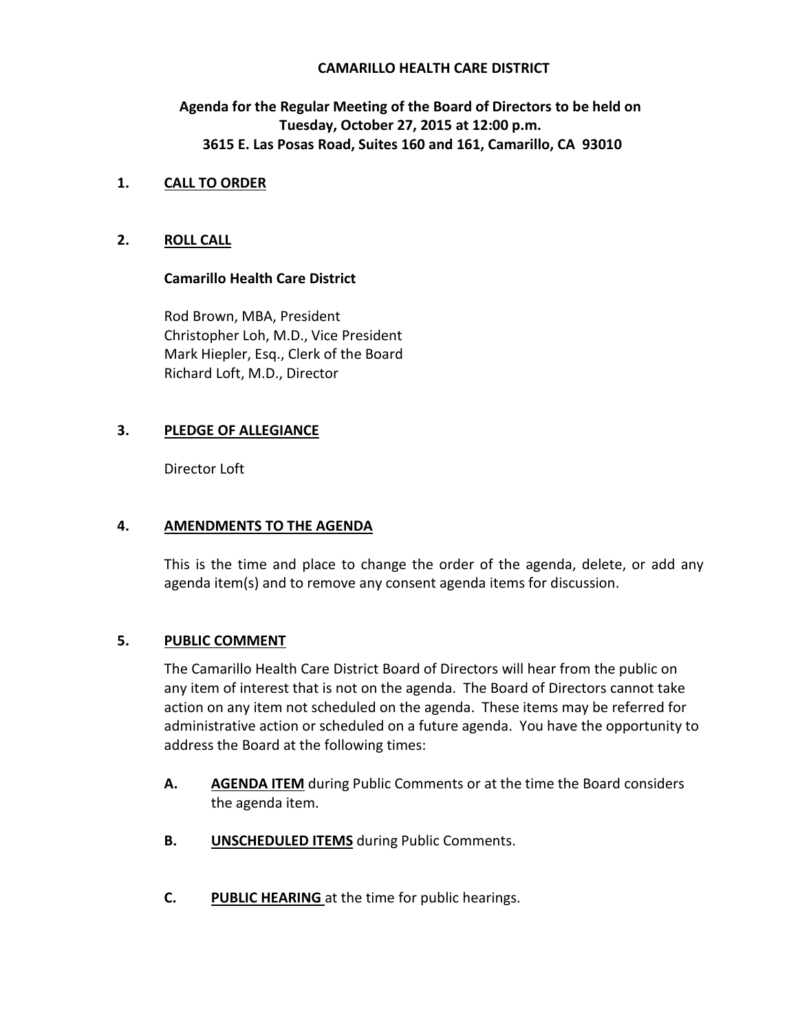**CAMARILLO HEALTH CARE DISTRICT**

**Agenda for the Regular Meeting of the Board of Directors to be held on Tuesday, October 27, 2015 at 12:00 p.m.
3615 E. Las Posas Road, Suites 160 and 161, Camarillo, CA 93010**

## 1. CALL TO ORDER

## 2. ROLL CALL

**Camarillo Health Care District**

Rod Brown, MBA, President
Christopher Loh, M.D., Vice President
Mark Hiepler, Esq., Clerk of the Board
Richard Loft, M.D., Director

## 3. PLEDGE OF ALLEGIANCE

Director Loft

## 4. AMENDMENTS TO THE AGENDA

This is the time and place to change the order of the agenda, delete, or add any agenda item(s) and to remove any consent agenda items for discussion.

## 5. PUBLIC COMMENT

The Camarillo Health Care District Board of Directors will hear from the public on any item of interest that is not on the agenda. The Board of Directors cannot take action on any item not scheduled on the agenda. These items may be referred for administrative action or scheduled on a future agenda. You have the opportunity to address the Board at the following times:

**A.** **AGENDA ITEM** during Public Comments or at the time the Board considers the agenda item.

**B.** **UNSCHEDULED ITEMS** during Public Comments.

**C.** **PUBLIC HEARING** at the time for public hearings.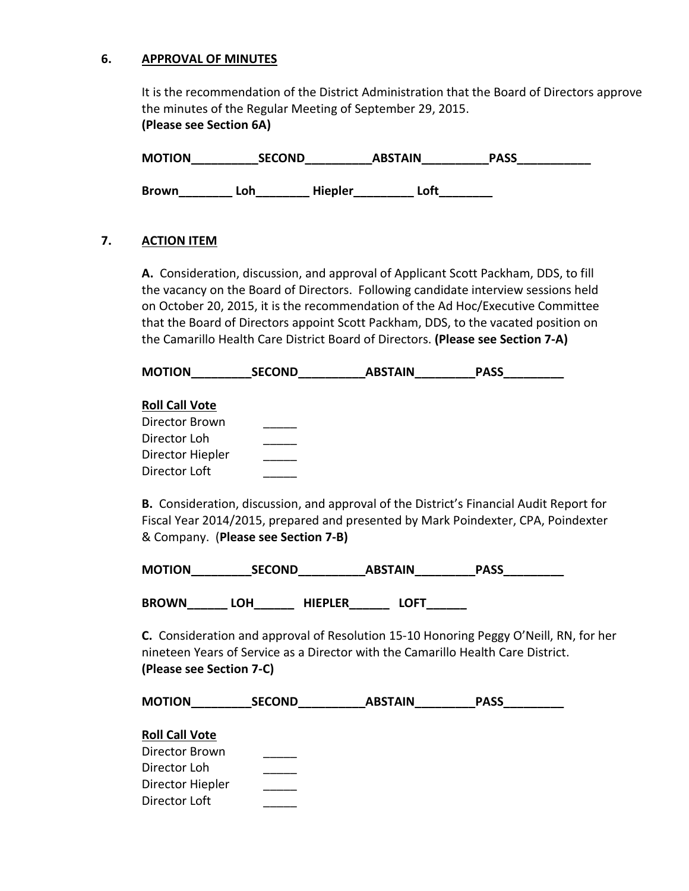**6. APPROVAL OF MINUTES**

It is the recommendation of the District Administration that the Board of Directors approve the minutes of the Regular Meeting of September 29, 2015.
**(Please see Section 6A)**

**MOTION__________SECOND__________ABSTAIN__________PASS___________**

**Brown________ Loh________ Hiepler_________ Loft________**

**7. ACTION ITEM**

**A.** Consideration, discussion, and approval of Applicant Scott Packham, DDS, to fill the vacancy on the Board of Directors. Following candidate interview sessions held on October 20, 2015, it is the recommendation of the Ad Hoc/Executive Committee that the Board of Directors appoint Scott Packham, DDS, to the vacated position on the Camarillo Health Care District Board of Directors. **(Please see Section 7-A)**

**MOTION_________SECOND__________ABSTAIN_________PASS_________**

**Roll Call Vote**

Director Brown _____
Director Loh _____
Director Hiepler _____
Director Loft _____

**B.** Consideration, discussion, and approval of the District's Financial Audit Report for Fiscal Year 2014/2015, prepared and presented by Mark Poindexter, CPA, Poindexter & Company. (**Please see Section 7-B)**

**MOTION_________SECOND__________ABSTAIN_________PASS_________**

**BROWN______ LOH______ HIEPLER______ LOFT______**

**C.** Consideration and approval of Resolution 15-10 Honoring Peggy O'Neill, RN, for her nineteen Years of Service as a Director with the Camarillo Health Care District. **(Please see Section 7-C)**

**MOTION_________SECOND__________ABSTAIN_________PASS_________**

**Roll Call Vote**

Director Brown _____
Director Loh _____
Director Hiepler _____
Director Loft _____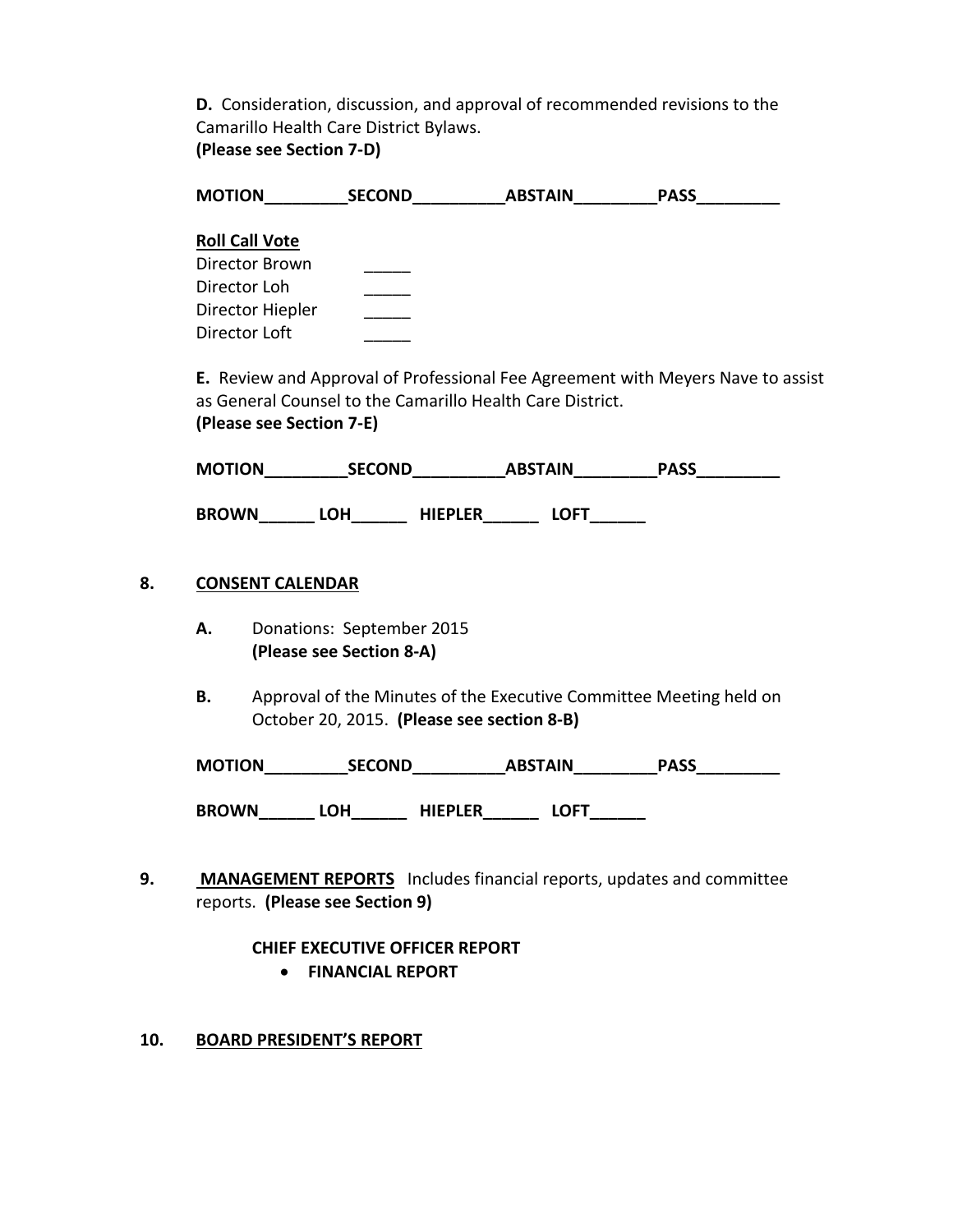**D.** Consideration, discussion, and approval of recommended revisions to the Camarillo Health Care District Bylaws.
**(Please see Section 7-D)**

**MOTION_________SECOND__________ABSTAIN_________PASS_________**

**Roll Call Vote**

Director Brown _____
Director Loh _____
Director Hiepler _____
Director Loft _____

**E.** Review and Approval of Professional Fee Agreement with Meyers Nave to assist as General Counsel to the Camarillo Health Care District.
**(Please see Section 7-E)**

**MOTION_________SECOND__________ABSTAIN_________PASS_________**

**BROWN______ LOH______ HIEPLER______ LOFT______**

**8. CONSENT CALENDAR**

**A.** Donations: September 2015
**(Please see Section 8-A)**

**B.** Approval of the Minutes of the Executive Committee Meeting held on October 20, 2015. **(Please see section 8-B)**

**MOTION_________SECOND__________ABSTAIN_________PASS_________**

**BROWN______ LOH______ HIEPLER______ LOFT______**

**9. MANAGEMENT REPORTS** Includes financial reports, updates and committee reports. **(Please see Section 9)**

**CHIEF EXECUTIVE OFFICER REPORT**

- **FINANCIAL REPORT**

**10. BOARD PRESIDENT'S REPORT**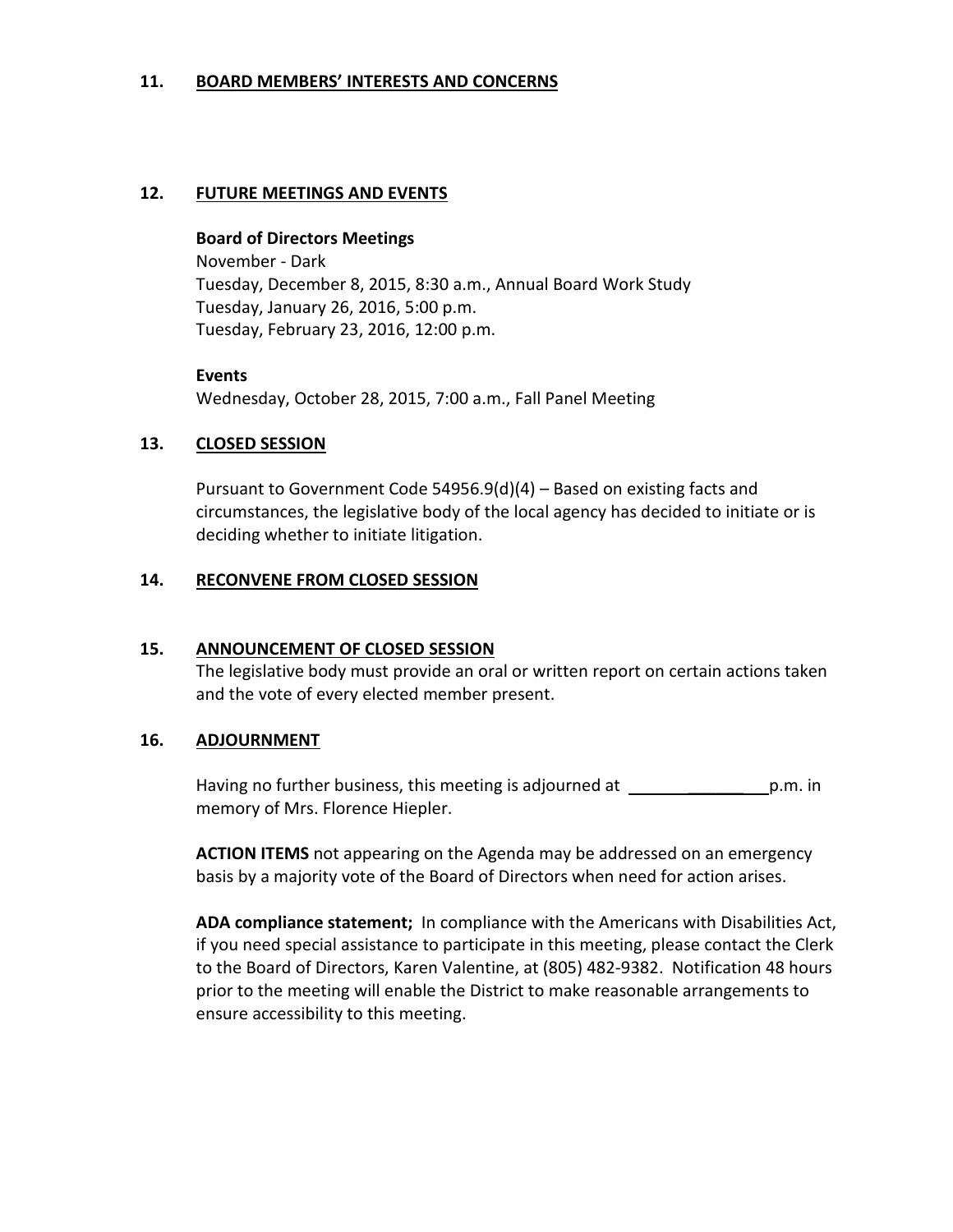## 11. BOARD MEMBERS' INTERESTS AND CONCERNS

## 12. FUTURE MEETINGS AND EVENTS

**Board of Directors Meetings**
November - Dark
Tuesday, December 8, 2015, 8:30 a.m., Annual Board Work Study
Tuesday, January 26, 2016, 5:00 p.m.
Tuesday, February 23, 2016, 12:00 p.m.

**Events**
Wednesday, October 28, 2015, 7:00 a.m., Fall Panel Meeting

## 13. CLOSED SESSION

Pursuant to Government Code 54956.9(d)(4) – Based on existing facts and circumstances, the legislative body of the local agency has decided to initiate or is deciding whether to initiate litigation.

## 14. RECONVENE FROM CLOSED SESSION

## 15. ANNOUNCEMENT OF CLOSED SESSION

The legislative body must provide an oral or written report on certain actions taken and the vote of every elected member present.

## 16. ADJOURNMENT

Having no further business, this meeting is adjourned at ____________ p.m. in memory of Mrs. Florence Hiepler.

**ACTION ITEMS** not appearing on the Agenda may be addressed on an emergency basis by a majority vote of the Board of Directors when need for action arises.

**ADA compliance statement;** In compliance with the Americans with Disabilities Act, if you need special assistance to participate in this meeting, please contact the Clerk to the Board of Directors, Karen Valentine, at (805) 482-9382. Notification 48 hours prior to the meeting will enable the District to make reasonable arrangements to ensure accessibility to this meeting.